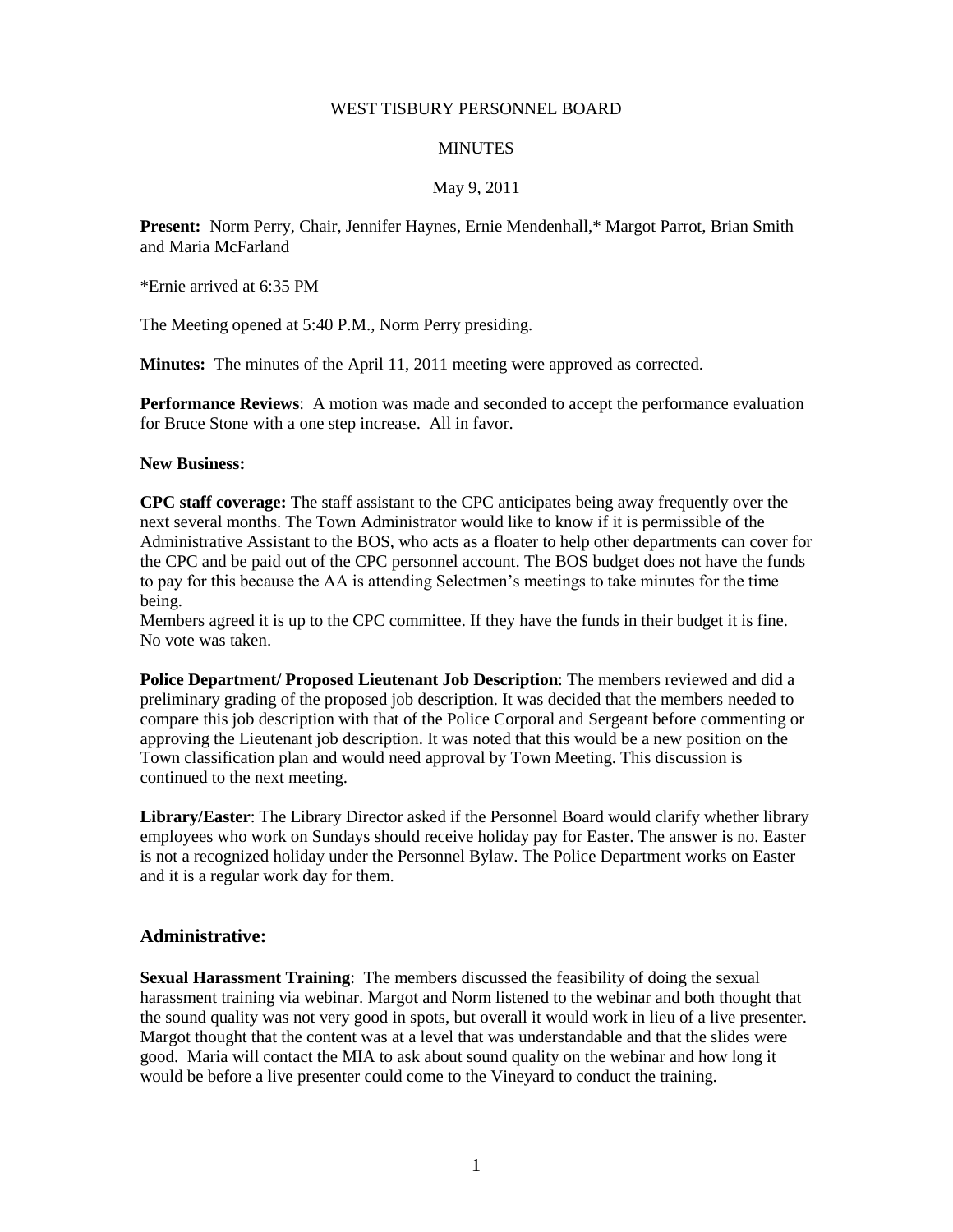WEST TISBURY PERSONNEL BOARD

MINUTES

May 9, 2011

**Present:** Norm Perry, Chair, Jennifer Haynes, Ernie Mendenhall,* Margot Parrot, Brian Smith and Maria McFarland

*Ernie arrived at 6:35 PM

The Meeting opened at 5:40 P.M., Norm Perry presiding.

**Minutes:** The minutes of the April 11, 2011 meeting were approved as corrected.

**Performance Reviews**: A motion was made and seconded to accept the performance evaluation for Bruce Stone with a one step increase. All in favor.

**New Business:**

**CPC staff coverage:** The staff assistant to the CPC anticipates being away frequently over the next several months. The Town Administrator would like to know if it is permissible of the Administrative Assistant to the BOS, who acts as a floater to help other departments can cover for the CPC and be paid out of the CPC personnel account. The BOS budget does not have the funds to pay for this because the AA is attending Selectmen's meetings to take minutes for the time being.
Members agreed it is up to the CPC committee. If they have the funds in their budget it is fine. No vote was taken.

**Police Department/ Proposed Lieutenant Job Description**: The members reviewed and did a preliminary grading of the proposed job description. It was decided that the members needed to compare this job description with that of the Police Corporal and Sergeant before commenting or approving the Lieutenant job description. It was noted that this would be a new position on the Town classification plan and would need approval by Town Meeting. This discussion is continued to the next meeting.

**Library/Easter**: The Library Director asked if the Personnel Board would clarify whether library employees who work on Sundays should receive holiday pay for Easter. The answer is no. Easter is not a recognized holiday under the Personnel Bylaw. The Police Department works on Easter and it is a regular work day for them.

## Administrative:

**Sexual Harassment Training**: The members discussed the feasibility of doing the sexual harassment training via webinar. Margot and Norm listened to the webinar and both thought that the sound quality was not very good in spots, but overall it would work in lieu of a live presenter. Margot thought that the content was at a level that was understandable and that the slides were good. Maria will contact the MIA to ask about sound quality on the webinar and how long it would be before a live presenter could come to the Vineyard to conduct the training.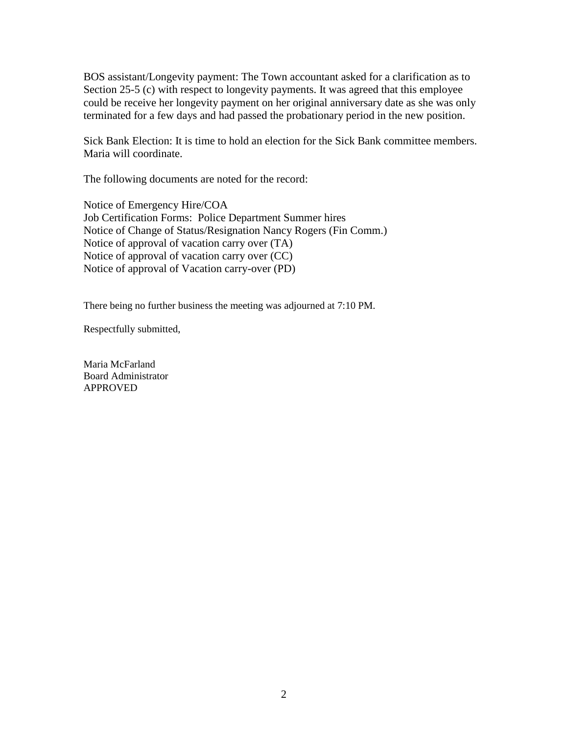BOS assistant/Longevity payment: The Town accountant asked for a clarification as to Section 25-5 (c) with respect to longevity payments. It was agreed that this employee could be receive her longevity payment on her original anniversary date as she was only terminated for a few days and had passed the probationary period in the new position.

Sick Bank Election: It is time to hold an election for the Sick Bank committee members. Maria will coordinate.

The following documents are noted for the record:

Notice of Emergency Hire/COA
Job Certification Forms: Police Department Summer hires
Notice of Change of Status/Resignation Nancy Rogers (Fin Comm.)
Notice of approval of vacation carry over (TA)
Notice of approval of vacation carry over (CC)
Notice of approval of Vacation carry-over (PD)

There being no further business the meeting was adjourned at 7:10 PM.

Respectfully submitted,

Maria McFarland
Board Administrator
APPROVED